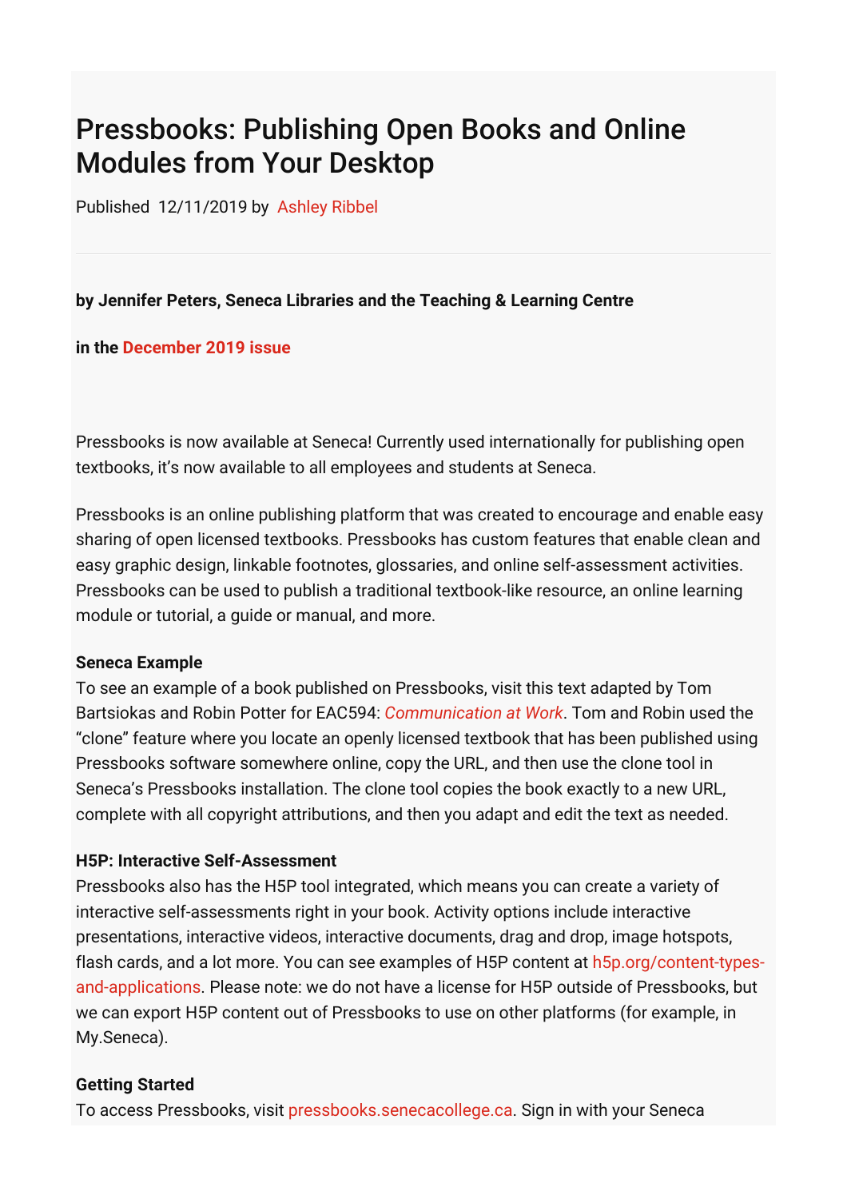# Pressbooks: Publishing Open Books and Online Modules from Your Desktop

Published 12/11/2019 by Ashley Ribbel

**by Jennifer Peters, Seneca Libraries and the Teaching & Learning Centre**

**in the December 2019 issue**

Pressbooks is now available at Seneca! Currently used internationally for publishing open textbooks, it's now available to all employees and students at Seneca.

Pressbooks is an online publishing platform that was created to encourage and enable easy sharing of open licensed textbooks. Pressbooks has custom features that enable clean and easy graphic design, linkable footnotes, glossaries, and online self-assessment activities. Pressbooks can be used to publish a traditional textbook-like resource, an online learning module or tutorial, a guide or manual, and more.

**Seneca Example**

To see an example of a book published on Pressbooks, visit this text adapted by Tom Bartsiokas and Robin Potter for EAC594: *Communication at Work*. Tom and Robin used the "clone" feature where you locate an openly licensed textbook that has been published using Pressbooks software somewhere online, copy the URL, and then use the clone tool in Seneca's Pressbooks installation. The clone tool copies the book exactly to a new URL, complete with all copyright attributions, and then you adapt and edit the text as needed.

**H5P: Interactive Self-Assessment**

Pressbooks also has the H5P tool integrated, which means you can create a variety of interactive self-assessments right in your book. Activity options include interactive presentations, interactive videos, interactive documents, drag and drop, image hotspots, flash cards, and a lot more. You can see examples of H5P content at h5p.org/content-types-and-applications. Please note: we do not have a license for H5P outside of Pressbooks, but we can export H5P content out of Pressbooks to use on other platforms (for example, in My.Seneca).

**Getting Started**

To access Pressbooks, visit pressbooks.senecacollege.ca. Sign in with your Seneca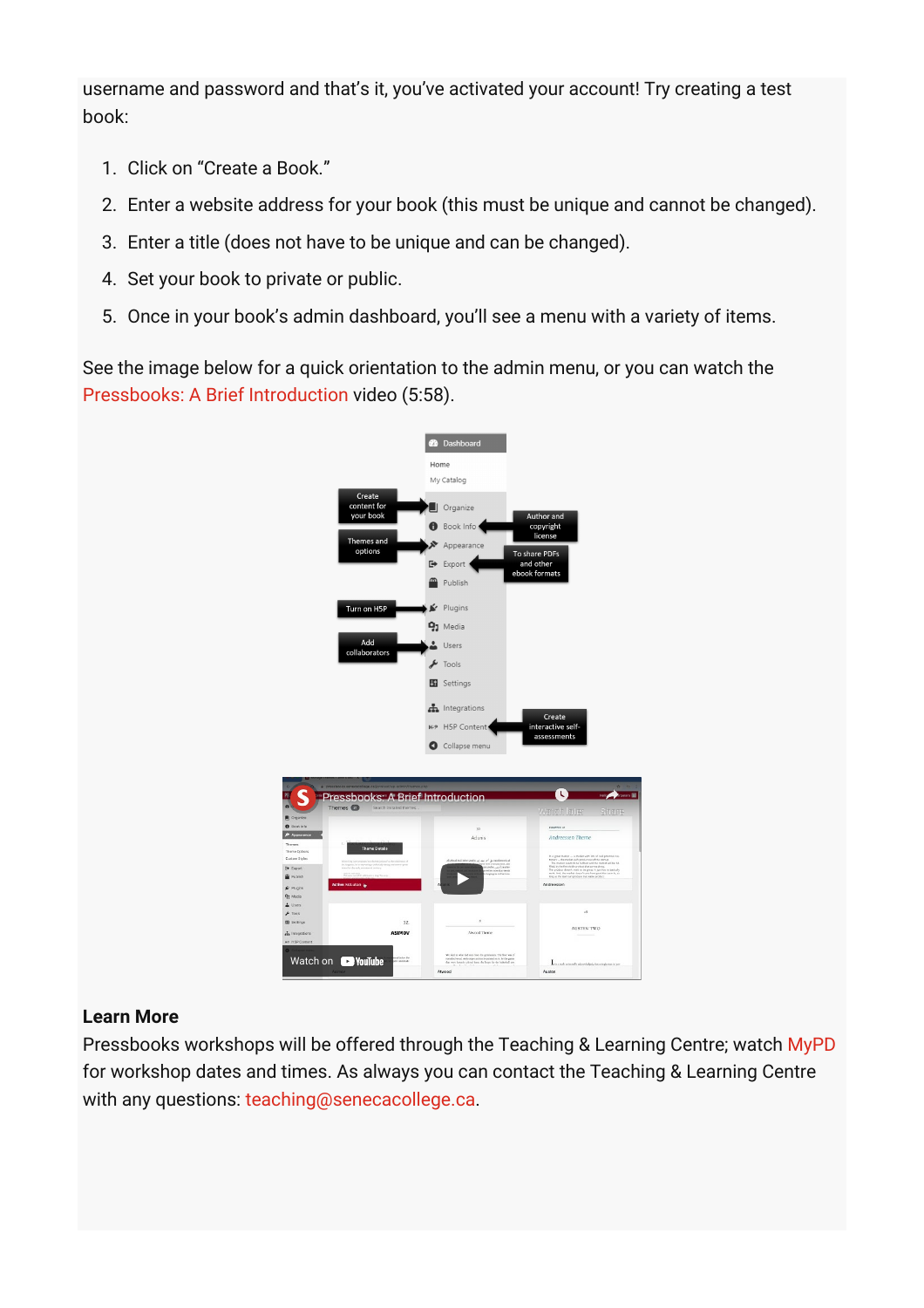username and password and that's it, you've activated your account! Try creating a test book:

1. Click on "Create a Book."
2. Enter a website address for your book (this must be unique and cannot be changed).
3. Enter a title (does not have to be unique and can be changed).
4. Set your book to private or public.
5. Once in your book's admin dashboard, you'll see a menu with a variety of items.

See the image below for a quick orientation to the admin menu, or you can watch the Pressbooks: A Brief Introduction video (5:58).

**Learn More**

Pressbooks workshops will be offered through the Teaching & Learning Centre; watch MyPD for workshop dates and times. As always you can contact the Teaching & Learning Centre with any questions: teaching@senecacollege.ca.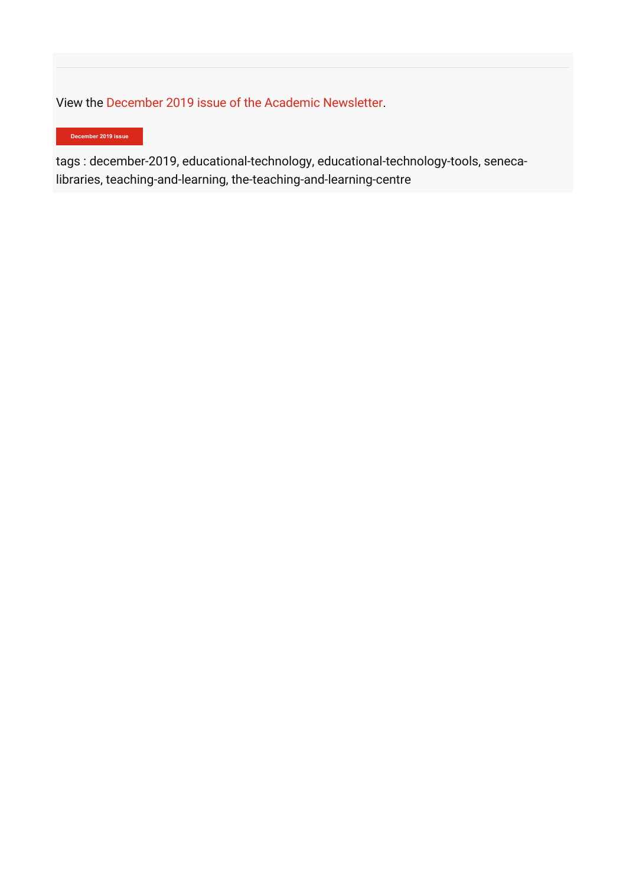View the December 2019 issue of the Academic Newsletter.

December 2019 issue

tags : december-2019, educational-technology, educational-technology-tools, seneca-libraries, teaching-and-learning, the-teaching-and-learning-centre